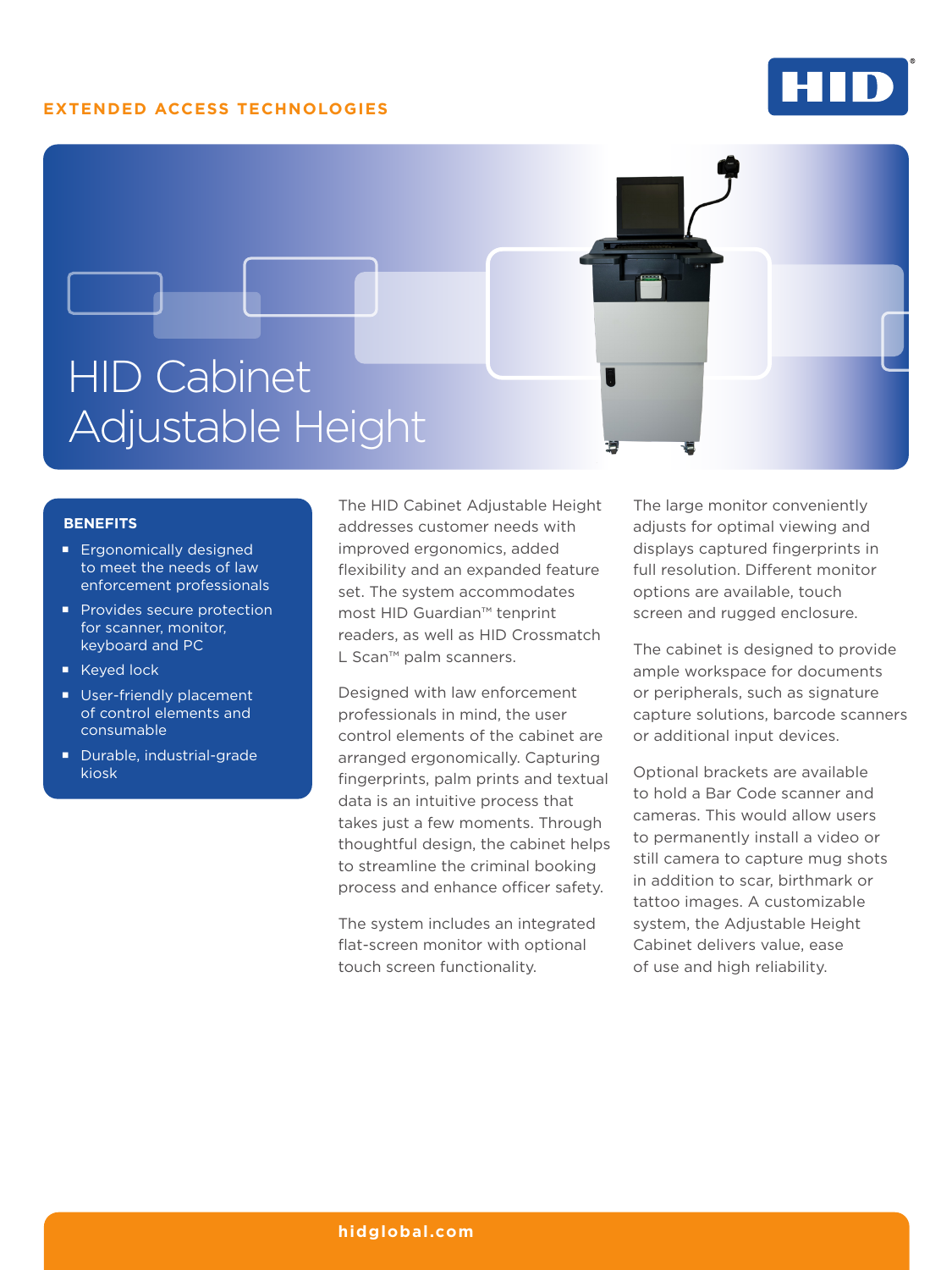EXTENDED ACCESS TECHNOLOGIES

# HID Cabinet Adjustable Height

## BENEFITS

- Ergonomically designed to meet the needs of law enforcement professionals
- Provides secure protection for scanner, monitor, keyboard and PC
- Keyed lock
- User-friendly placement of control elements and consumable
- Durable, industrial-grade kiosk

The HID Cabinet Adjustable Height addresses customer needs with improved ergonomics, added flexibility and an expanded feature set. The system accommodates most HID Guardian™ tenprint readers, as well as HID Crossmatch L Scan™ palm scanners.

Designed with law enforcement professionals in mind, the user control elements of the cabinet are arranged ergonomically. Capturing fingerprints, palm prints and textual data is an intuitive process that takes just a few moments. Through thoughtful design, the cabinet helps to streamline the criminal booking process and enhance officer safety.

The system includes an integrated flat-screen monitor with optional touch screen functionality.

The large monitor conveniently adjusts for optimal viewing and displays captured fingerprints in full resolution. Different monitor options are available, touch screen and rugged enclosure.

The cabinet is designed to provide ample workspace for documents or peripherals, such as signature capture solutions, barcode scanners or additional input devices.

Optional brackets are available to hold a Bar Code scanner and cameras. This would allow users to permanently install a video or still camera to capture mug shots in addition to scar, birthmark or tattoo images. A customizable system, the Adjustable Height Cabinet delivers value, ease of use and high reliability.

hidglobal.com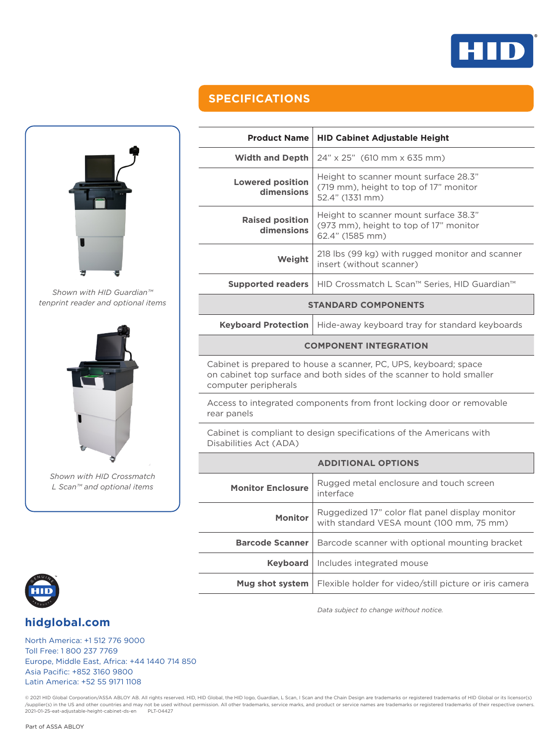## SPECIFICATIONS

| | |
|---|---|
| **Product Name** | **HID Cabinet Adjustable Height** |
| **Width and Depth** | 24” x 25” (610 mm x 635 mm) |
| **Lowered position dimensions** | Height to scanner mount surface 28.3” (719 mm), height to top of 17” monitor 52.4” (1331 mm) |
| **Raised position dimensions** | Height to scanner mount surface 38.3” (973 mm), height to top of 17” monitor 62.4” (1585 mm) |
| **Weight** | 218 lbs (99 kg) with rugged monitor and scanner insert (without scanner) |
| **Supported readers** | HID Crossmatch L Scan™ Series, HID Guardian™ |
| **STANDARD COMPONENTS** | |
| **Keyboard Protection** | Hide-away keyboard tray for standard keyboards |
| **COMPONENT INTEGRATION** | |
| Cabinet is prepared to house a scanner, PC, UPS, keyboard; space on cabinet top surface and both sides of the scanner to hold smaller computer peripherals | |
| Access to integrated components from front locking door or removable rear panels | |
| Cabinet is compliant to design specifications of the Americans with Disabilities Act (ADA) | |
| **ADDITIONAL OPTIONS** | |
| **Monitor Enclosure** | Rugged metal enclosure and touch screen interface |
| **Monitor** | Ruggedized 17” color flat panel display monitor with standard VESA mount (100 mm, 75 mm) |
| **Barcode Scanner** | Barcode scanner with optional mounting bracket |
| **Keyboard** | Includes integrated mouse |
| **Mug shot system** | Flexible holder for video/still picture or iris camera |

*Data subject to change without notice.*

*Shown with HID Guardian™ tenprint reader and optional items*

*Shown with HID Crossmatch L Scan™ and optional items*

**hidglobal.com**

North America: +1 512 776 9000
Toll Free: 1 800 237 7769
Europe, Middle East, Africa: +44 1440 714 850
Asia Pacific: +852 3160 9800
Latin America: +52 55 9171 1108

© 2021 HID Global Corporation/ASSA ABLOY AB. All rights reserved. HID, HID Global, the HID logo, Guardian, L Scan, I Scan and the Chain Design are trademarks or registered trademarks of HID Global or its licensor(s)/supplier(s) in the US and other countries and may not be used without permission. All other trademarks, service marks, and product or service names are trademarks or registered trademarks of their respective owners.
2021-01-25-eat-adjustable-height-cabinet-ds-en PLT-04427

Part of ASSA ABLOY